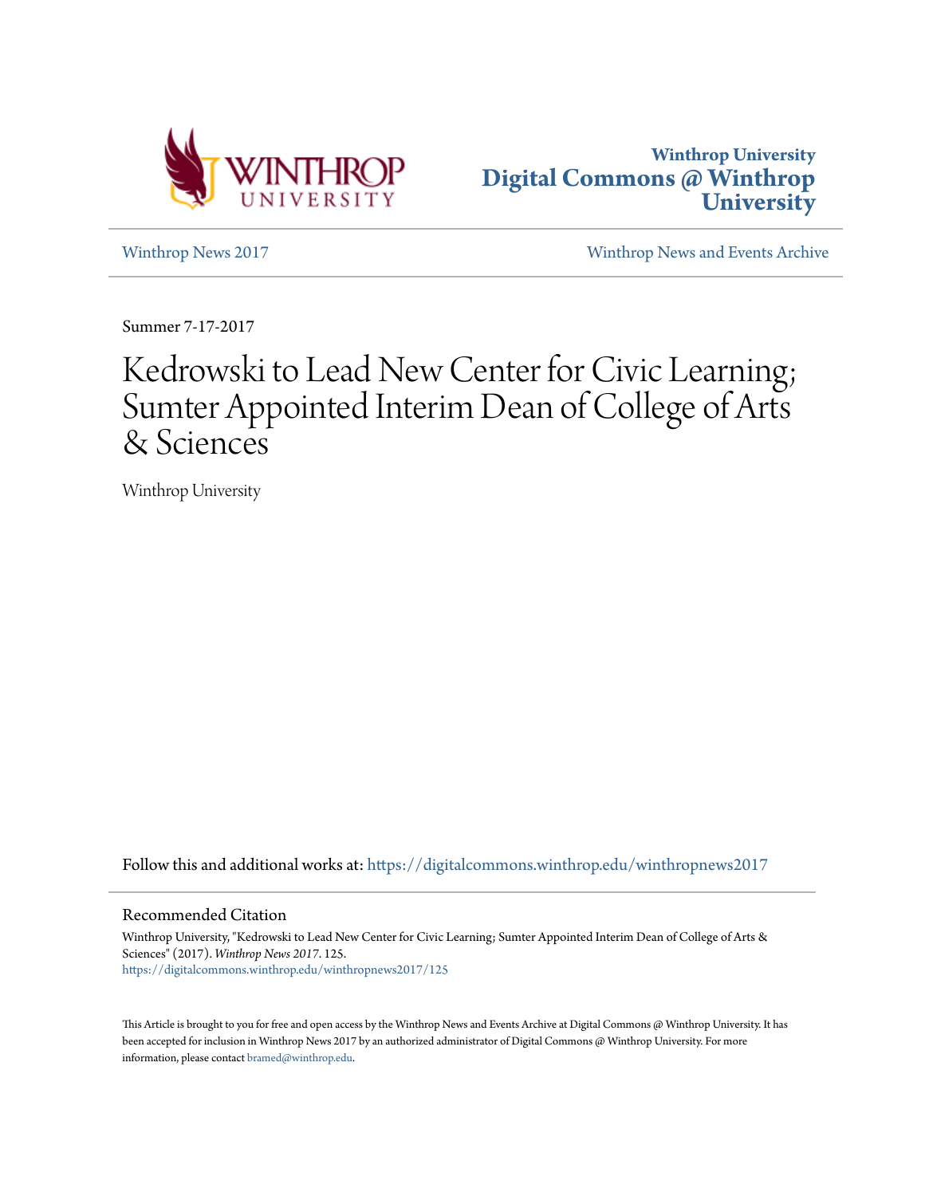Winthrop University
# Digital Commons @ Winthrop University

Winthrop News 2017 | Winthrop News and Events Archive

Summer 7-17-2017

# Kedrowski to Lead New Center for Civic Learning; Sumter Appointed Interim Dean of College of Arts & Sciences

Winthrop University

Follow this and additional works at: https://digitalcommons.winthrop.edu/winthropnews2017

## Recommended Citation

Winthrop University, "Kedrowski to Lead New Center for Civic Learning; Sumter Appointed Interim Dean of College of Arts & Sciences" (2017). *Winthrop News 2017*. 125.
https://digitalcommons.winthrop.edu/winthropnews2017/125

This Article is brought to you for free and open access by the Winthrop News and Events Archive at Digital Commons @ Winthrop University. It has been accepted for inclusion in Winthrop News 2017 by an authorized administrator of Digital Commons @ Winthrop University. For more information, please contact bramed@winthrop.edu.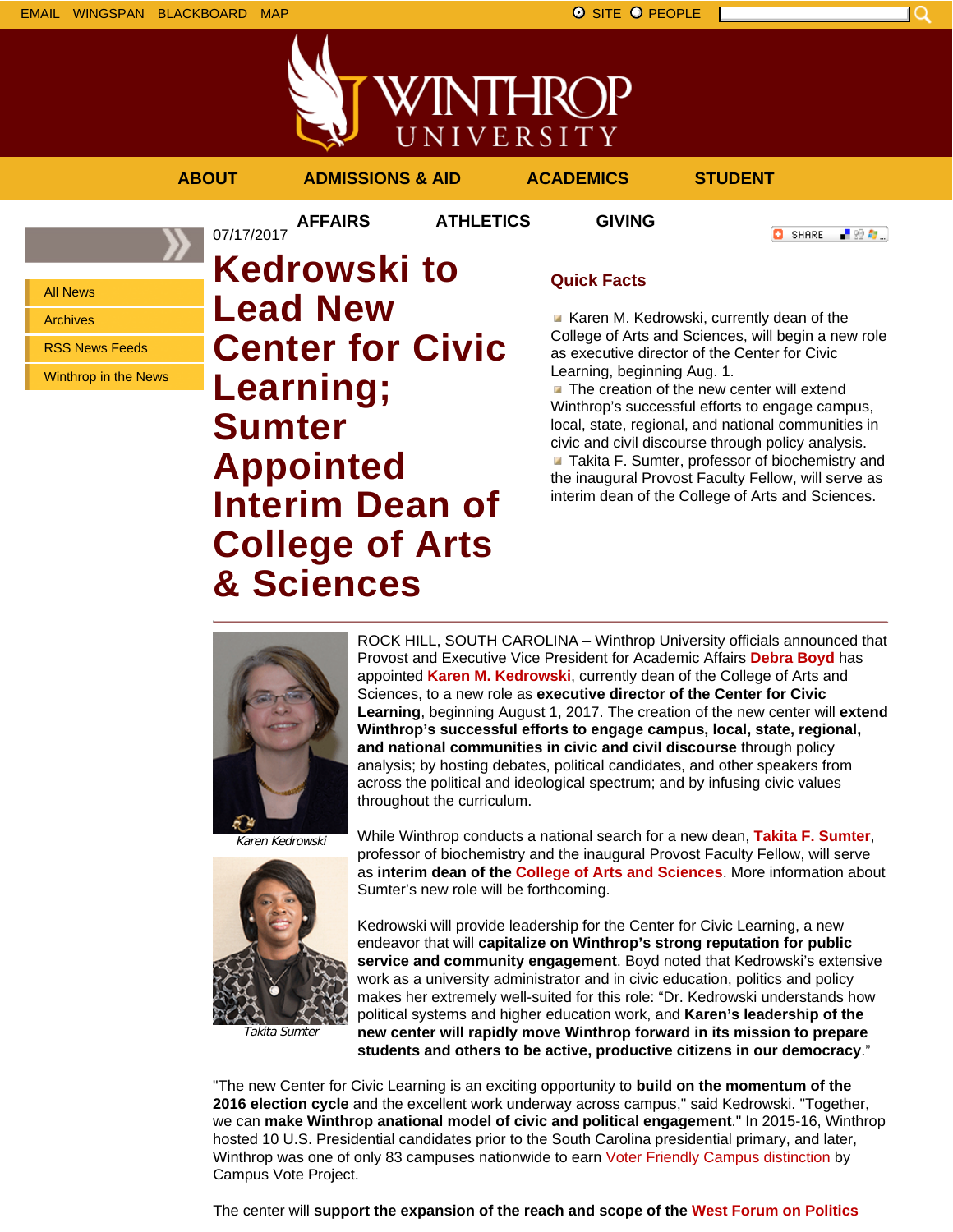EMAIL WINGSPAN BLACKBOARD MAP

SITE PEOPLE

ABOUT ADMISSIONS & AID ACADEMICS STUDENT AFFAIRS ATHLETICS GIVING

- All News
- Archives
- RSS News Feeds
- Winthrop in the News

07/17/2017

# Kedrowski to Lead New Center for Civic Learning; Sumter Appointed Interim Dean of College of Arts & Sciences

## Quick Facts

- Karen M. Kedrowski, currently dean of the College of Arts and Sciences, will begin a new role as executive director of the Center for Civic Learning, beginning Aug. 1.
- The creation of the new center will extend Winthrop's successful efforts to engage campus, local, state, regional, and national communities in civic and civil discourse through policy analysis.
- Takita F. Sumter, professor of biochemistry and the inaugural Provost Faculty Fellow, will serve as interim dean of the College of Arts and Sciences.

*Karen Kedrowski*

*Takita Sumter*

ROCK HILL, SOUTH CAROLINA – Winthrop University officials announced that Provost and Executive Vice President for Academic Affairs **Debra Boyd** has appointed **Karen M. Kedrowski**, currently dean of the College of Arts and Sciences, to a new role as **executive director of the Center for Civic Learning**, beginning August 1, 2017. The creation of the new center will **extend Winthrop's successful efforts to engage campus, local, state, regional, and national communities in civic and civil discourse** through policy analysis; by hosting debates, political candidates, and other speakers from across the political and ideological spectrum; and by infusing civic values throughout the curriculum.

While Winthrop conducts a national search for a new dean, **Takita F. Sumter**, professor of biochemistry and the inaugural Provost Faculty Fellow, will serve as **interim dean of the College of Arts and Sciences**. More information about Sumter's new role will be forthcoming.

Kedrowski will provide leadership for the Center for Civic Learning, a new endeavor that will **capitalize on Winthrop's strong reputation for public service and community engagement**. Boyd noted that Kedrowski's extensive work as a university administrator and in civic education, politics and policy makes her extremely well-suited for this role: "Dr. Kedrowski understands how political systems and higher education work, and **Karen's leadership of the new center will rapidly move Winthrop forward in its mission to prepare students and others to be active, productive citizens in our democracy**."

"The new Center for Civic Learning is an exciting opportunity to **build on the momentum of the 2016 election cycle** and the excellent work underway across campus," said Kedrowski. "Together, we can **make Winthrop anational model of civic and political engagement**." In 2015-16, Winthrop hosted 10 U.S. Presidential candidates prior to the South Carolina presidential primary, and later, Winthrop was one of only 83 campuses nationwide to earn Voter Friendly Campus distinction by Campus Vote Project.

The center will **support the expansion of the reach and scope of the West Forum on Politics**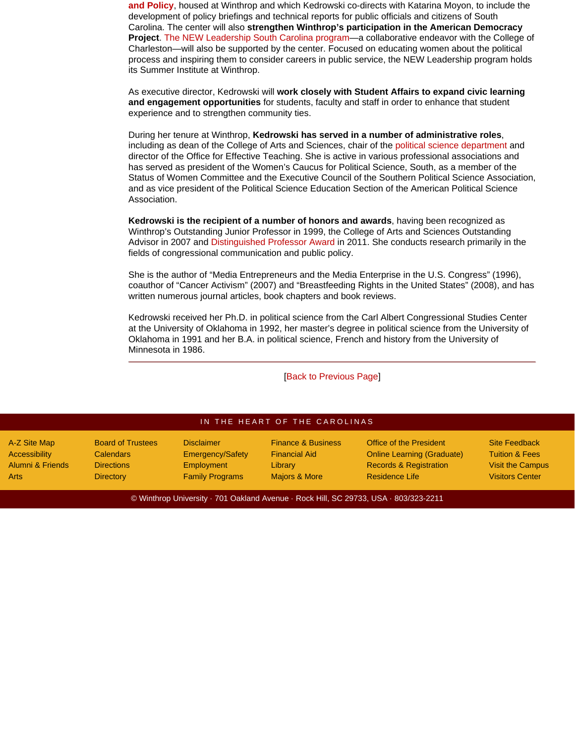**and Policy**, housed at Winthrop and which Kedrowski co-directs with Katarina Moyon, to include the development of policy briefings and technical reports for public officials and citizens of South Carolina. The center will also **strengthen Winthrop's participation in the American Democracy Project**. The NEW Leadership South Carolina program—a collaborative endeavor with the College of Charleston—will also be supported by the center. Focused on educating women about the political process and inspiring them to consider careers in public service, the NEW Leadership program holds its Summer Institute at Winthrop.

As executive director, Kedrowski will **work closely with Student Affairs to expand civic learning and engagement opportunities** for students, faculty and staff in order to enhance that student experience and to strengthen community ties.

During her tenure at Winthrop, **Kedrowski has served in a number of administrative roles**, including as dean of the College of Arts and Sciences, chair of the political science department and director of the Office for Effective Teaching. She is active in various professional associations and has served as president of the Women's Caucus for Political Science, South, as a member of the Status of Women Committee and the Executive Council of the Southern Political Science Association, and as vice president of the Political Science Education Section of the American Political Science Association.

**Kedrowski is the recipient of a number of honors and awards**, having been recognized as Winthrop's Outstanding Junior Professor in 1999, the College of Arts and Sciences Outstanding Advisor in 2007 and Distinguished Professor Award in 2011. She conducts research primarily in the fields of congressional communication and public policy.

She is the author of "Media Entrepreneurs and the Media Enterprise in the U.S. Congress" (1996), coauthor of "Cancer Activism" (2007) and "Breastfeeding Rights in the United States" (2008), and has written numerous journal articles, book chapters and book reviews.

Kedrowski received her Ph.D. in political science from the Carl Albert Congressional Studies Center at the University of Oklahoma in 1992, her master's degree in political science from the University of Oklahoma in 1991 and her B.A. in political science, French and history from the University of Minnesota in 1986.

---

[Back to Previous Page]

IN THE HEART OF THE CAROLINAS

A-Z Site Map · Accessibility · Alumni & Friends · Arts · Board of Trustees · Calendars · Directions · Directory · Disclaimer · Emergency/Safety · Employment · Family Programs · Finance & Business · Financial Aid · Library · Majors & More · Office of the President · Online Learning (Graduate) · Records & Registration · Residence Life · Site Feedback · Tuition & Fees · Visit the Campus · Visitors Center

© Winthrop University · 701 Oakland Avenue · Rock Hill, SC 29733, USA · 803/323-2211